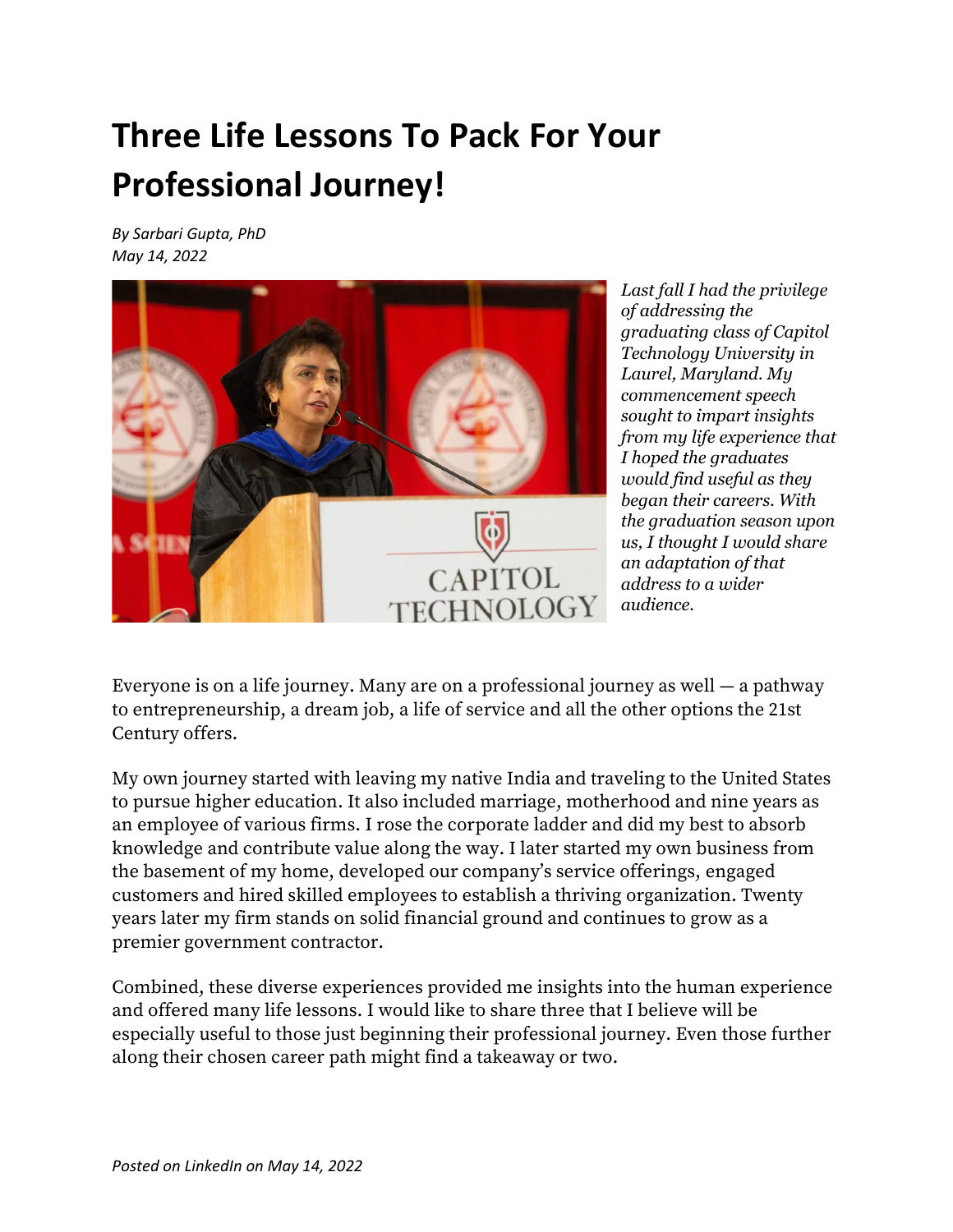# Three Life Lessons To Pack For Your Professional Journey!

*By Sarbari Gupta, PhD*
*May 14, 2022*

*Last fall I had the privilege of addressing the graduating class of Capitol Technology University in Laurel, Maryland. My commencement speech sought to impart insights from my life experience that I hoped the graduates would find useful as they began their careers. With the graduation season upon us, I thought I would share an adaptation of that address to a wider audience.*

Everyone is on a life journey. Many are on a professional journey as well — a pathway to entrepreneurship, a dream job, a life of service and all the other options the 21st Century offers.

My own journey started with leaving my native India and traveling to the United States to pursue higher education. It also included marriage, motherhood and nine years as an employee of various firms. I rose the corporate ladder and did my best to absorb knowledge and contribute value along the way. I later started my own business from the basement of my home, developed our company's service offerings, engaged customers and hired skilled employees to establish a thriving organization. Twenty years later my firm stands on solid financial ground and continues to grow as a premier government contractor.

Combined, these diverse experiences provided me insights into the human experience and offered many life lessons. I would like to share three that I believe will be especially useful to those just beginning their professional journey. Even those further along their chosen career path might find a takeaway or two.

*Posted on LinkedIn on May 14, 2022*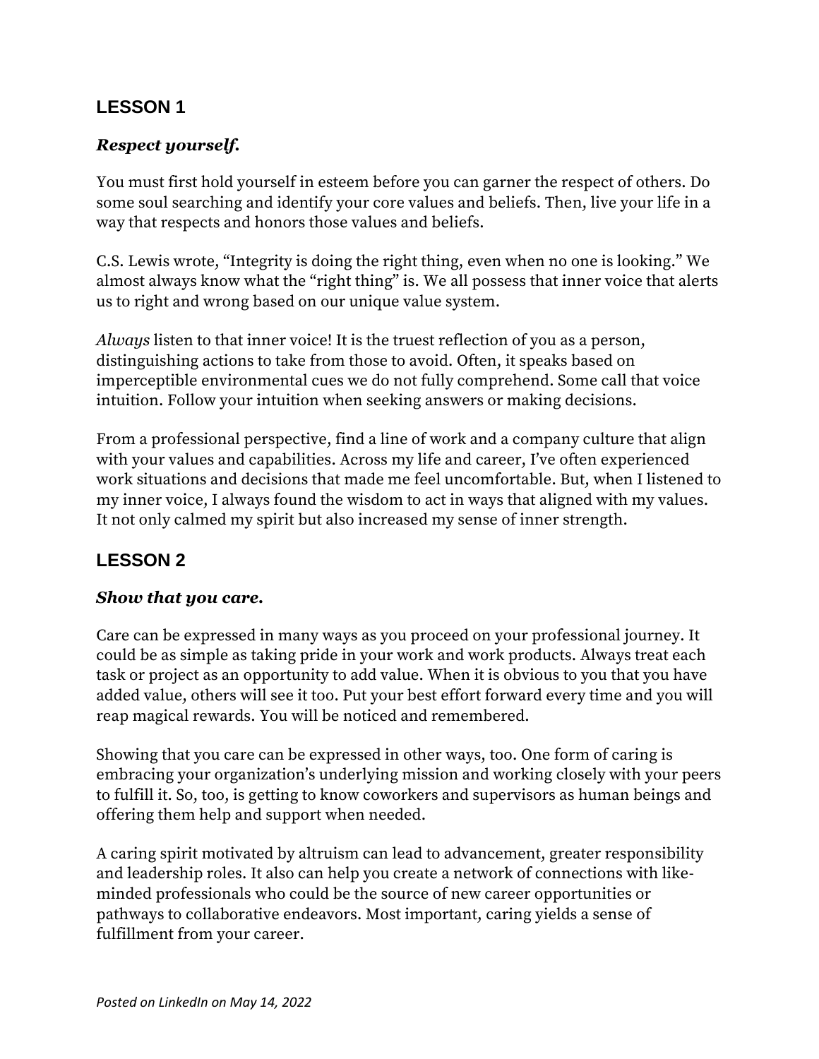## LESSON 1

***Respect yourself.***

You must first hold yourself in esteem before you can garner the respect of others. Do some soul searching and identify your core values and beliefs. Then, live your life in a way that respects and honors those values and beliefs.

C.S. Lewis wrote, "Integrity is doing the right thing, even when no one is looking." We almost always know what the "right thing" is. We all possess that inner voice that alerts us to right and wrong based on our unique value system.

*Always* listen to that inner voice! It is the truest reflection of you as a person, distinguishing actions to take from those to avoid. Often, it speaks based on imperceptible environmental cues we do not fully comprehend. Some call that voice intuition. Follow your intuition when seeking answers or making decisions.

From a professional perspective, find a line of work and a company culture that align with your values and capabilities. Across my life and career, I've often experienced work situations and decisions that made me feel uncomfortable. But, when I listened to my inner voice, I always found the wisdom to act in ways that aligned with my values. It not only calmed my spirit but also increased my sense of inner strength.

## LESSON 2

***Show that you care.***

Care can be expressed in many ways as you proceed on your professional journey. It could be as simple as taking pride in your work and work products. Always treat each task or project as an opportunity to add value. When it is obvious to you that you have added value, others will see it too. Put your best effort forward every time and you will reap magical rewards. You will be noticed and remembered.

Showing that you care can be expressed in other ways, too. One form of caring is embracing your organization's underlying mission and working closely with your peers to fulfill it. So, too, is getting to know coworkers and supervisors as human beings and offering them help and support when needed.

A caring spirit motivated by altruism can lead to advancement, greater responsibility and leadership roles. It also can help you create a network of connections with like-minded professionals who could be the source of new career opportunities or pathways to collaborative endeavors. Most important, caring yields a sense of fulfillment from your career.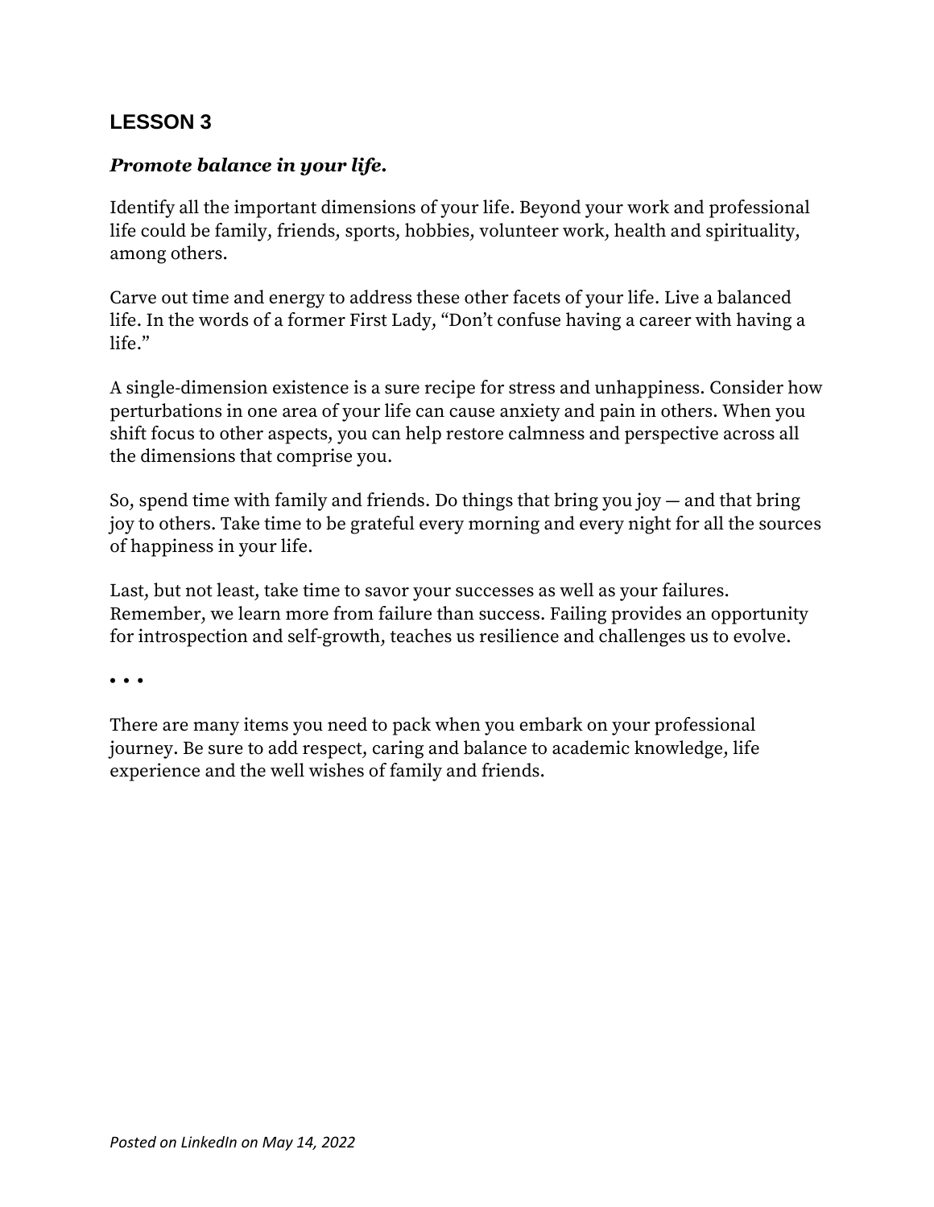## LESSON 3

***Promote balance in your life.***

Identify all the important dimensions of your life. Beyond your work and professional life could be family, friends, sports, hobbies, volunteer work, health and spirituality, among others.

Carve out time and energy to address these other facets of your life. Live a balanced life. In the words of a former First Lady, "Don't confuse having a career with having a life."

A single-dimension existence is a sure recipe for stress and unhappiness. Consider how perturbations in one area of your life can cause anxiety and pain in others. When you shift focus to other aspects, you can help restore calmness and perspective across all the dimensions that comprise you.

So, spend time with family and friends. Do things that bring you joy — and that bring joy to others. Take time to be grateful every morning and every night for all the sources of happiness in your life.

Last, but not least, take time to savor your successes as well as your failures. Remember, we learn more from failure than success. Failing provides an opportunity for introspection and self-growth, teaches us resilience and challenges us to evolve.

• • •

There are many items you need to pack when you embark on your professional journey. Be sure to add respect, caring and balance to academic knowledge, life experience and the well wishes of family and friends.

*Posted on LinkedIn on May 14, 2022*